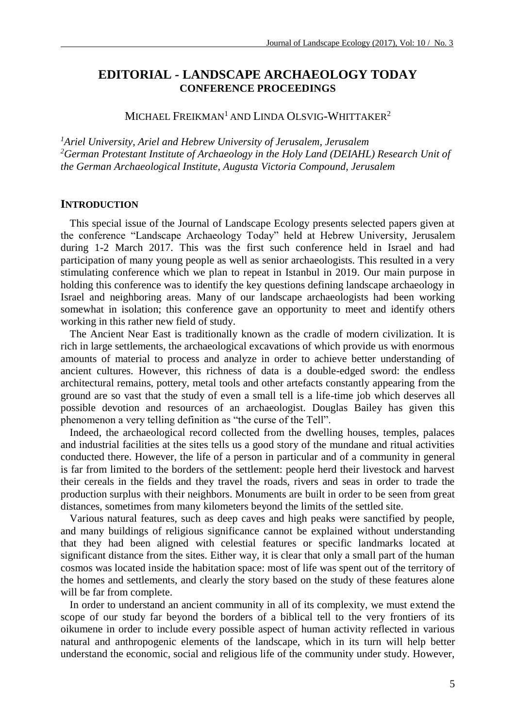# EDITORIAL - LANDSCAPE ARCHAEOLOGY TODAY
## CONFERENCE PROCEEDINGS

MICHAEL FREIKMAN[1] AND LINDA OLSVIG-WHITTAKER[2]

*[1]Ariel University, Ariel and Hebrew University of Jerusalem, Jerusalem*
*[2]German Protestant Institute of Archaeology in the Holy Land (DEIAHL) Research Unit of the German Archaeological Institute, Augusta Victoria Compound, Jerusalem*

## INTRODUCTION

This special issue of the Journal of Landscape Ecology presents selected papers given at the conference "Landscape Archaeology Today" held at Hebrew University, Jerusalem during 1-2 March 2017. This was the first such conference held in Israel and had participation of many young people as well as senior archaeologists. This resulted in a very stimulating conference which we plan to repeat in Istanbul in 2019. Our main purpose in holding this conference was to identify the key questions defining landscape archaeology in Israel and neighboring areas. Many of our landscape archaeologists had been working somewhat in isolation; this conference gave an opportunity to meet and identify others working in this rather new field of study.

The Ancient Near East is traditionally known as the cradle of modern civilization. It is rich in large settlements, the archaeological excavations of which provide us with enormous amounts of material to process and analyze in order to achieve better understanding of ancient cultures. However, this richness of data is a double-edged sword: the endless architectural remains, pottery, metal tools and other artefacts constantly appearing from the ground are so vast that the study of even a small tell is a life-time job which deserves all possible devotion and resources of an archaeologist. Douglas Bailey has given this phenomenon a very telling definition as "the curse of the Tell".

Indeed, the archaeological record collected from the dwelling houses, temples, palaces and industrial facilities at the sites tells us a good story of the mundane and ritual activities conducted there. However, the life of a person in particular and of a community in general is far from limited to the borders of the settlement: people herd their livestock and harvest their cereals in the fields and they travel the roads, rivers and seas in order to trade the production surplus with their neighbors. Monuments are built in order to be seen from great distances, sometimes from many kilometers beyond the limits of the settled site.

Various natural features, such as deep caves and high peaks were sanctified by people, and many buildings of religious significance cannot be explained without understanding that they had been aligned with celestial features or specific landmarks located at significant distance from the sites. Either way, it is clear that only a small part of the human cosmos was located inside the habitation space: most of life was spent out of the territory of the homes and settlements, and clearly the story based on the study of these features alone will be far from complete.

In order to understand an ancient community in all of its complexity, we must extend the scope of our study far beyond the borders of a biblical tell to the very frontiers of its oikumene in order to include every possible aspect of human activity reflected in various natural and anthropogenic elements of the landscape, which in its turn will help better understand the economic, social and religious life of the community under study. However,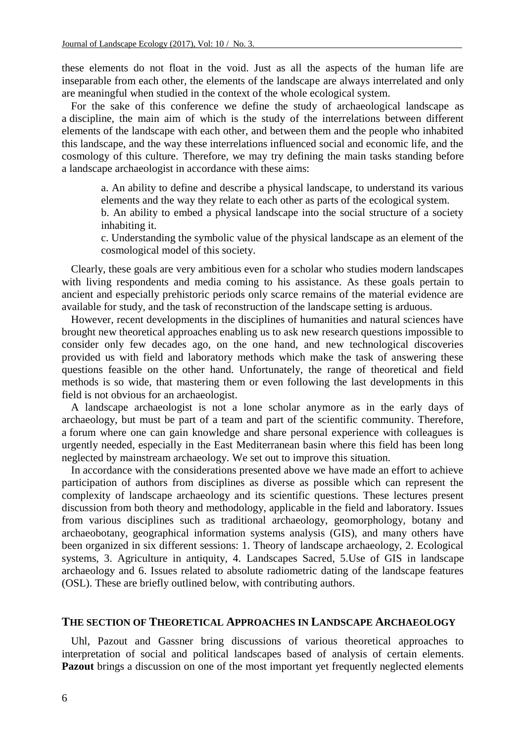these elements do not float in the void. Just as all the aspects of the human life are inseparable from each other, the elements of the landscape are always interrelated and only are meaningful when studied in the context of the whole ecological system.

For the sake of this conference we define the study of archaeological landscape as a discipline, the main aim of which is the study of the interrelations between different elements of the landscape with each other, and between them and the people who inhabited this landscape, and the way these interrelations influenced social and economic life, and the cosmology of this culture. Therefore, we may try defining the main tasks standing before a landscape archaeologist in accordance with these aims:

> a. An ability to define and describe a physical landscape, to understand its various elements and the way they relate to each other as parts of the ecological system.
>
> b. An ability to embed a physical landscape into the social structure of a society inhabiting it.
>
> c. Understanding the symbolic value of the physical landscape as an element of the cosmological model of this society.

Clearly, these goals are very ambitious even for a scholar who studies modern landscapes with living respondents and media coming to his assistance. As these goals pertain to ancient and especially prehistoric periods only scarce remains of the material evidence are available for study, and the task of reconstruction of the landscape setting is arduous.

However, recent developments in the disciplines of humanities and natural sciences have brought new theoretical approaches enabling us to ask new research questions impossible to consider only few decades ago, on the one hand, and new technological discoveries provided us with field and laboratory methods which make the task of answering these questions feasible on the other hand. Unfortunately, the range of theoretical and field methods is so wide, that mastering them or even following the last developments in this field is not obvious for an archaeologist.

A landscape archaeologist is not a lone scholar anymore as in the early days of archaeology, but must be part of a team and part of the scientific community. Therefore, a forum where one can gain knowledge and share personal experience with colleagues is urgently needed, especially in the East Mediterranean basin where this field has been long neglected by mainstream archaeology. We set out to improve this situation.

In accordance with the considerations presented above we have made an effort to achieve participation of authors from disciplines as diverse as possible which can represent the complexity of landscape archaeology and its scientific questions. These lectures present discussion from both theory and methodology, applicable in the field and laboratory. Issues from various disciplines such as traditional archaeology, geomorphology, botany and archaeobotany, geographical information systems analysis (GIS), and many others have been organized in six different sessions: 1. Theory of landscape archaeology, 2. Ecological systems, 3. Agriculture in antiquity, 4. Landscapes Sacred, 5.Use of GIS in landscape archaeology and 6. Issues related to absolute radiometric dating of the landscape features (OSL). These are briefly outlined below, with contributing authors.

## THE SECTION OF THEORETICAL APPROACHES IN LANDSCAPE ARCHAEOLOGY

Uhl, Pazout and Gassner bring discussions of various theoretical approaches to interpretation of social and political landscapes based of analysis of certain elements. **Pazout** brings a discussion on one of the most important yet frequently neglected elements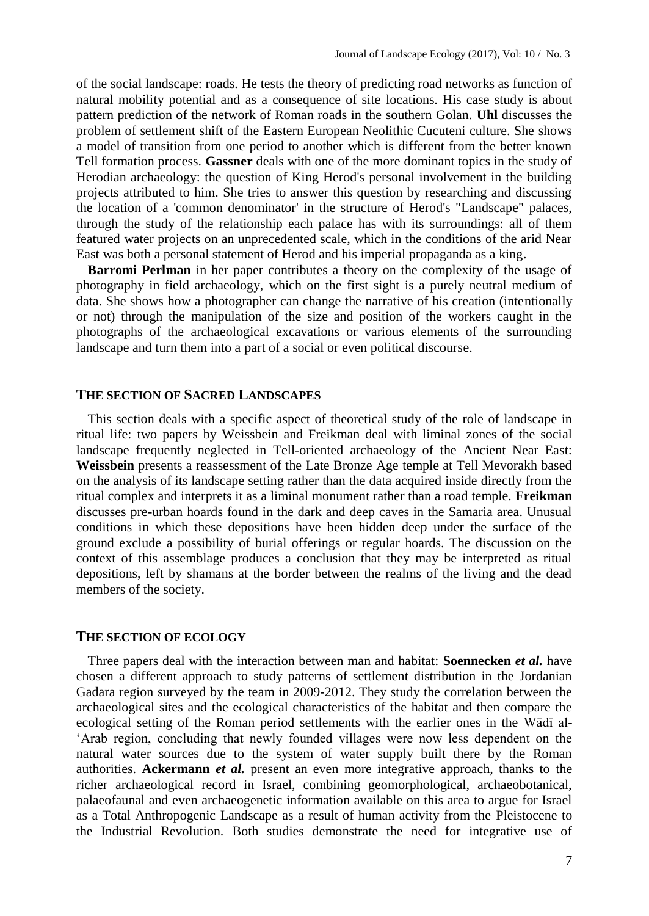of the social landscape: roads. He tests the theory of predicting road networks as function of natural mobility potential and as a consequence of site locations. His case study is about pattern prediction of the network of Roman roads in the southern Golan. **Uhl** discusses the problem of settlement shift of the Eastern European Neolithic Cucuteni culture. She shows a model of transition from one period to another which is different from the better known Tell formation process. **Gassner** deals with one of the more dominant topics in the study of Herodian archaeology: the question of King Herod's personal involvement in the building projects attributed to him. She tries to answer this question by researching and discussing the location of a 'common denominator' in the structure of Herod's "Landscape" palaces, through the study of the relationship each palace has with its surroundings: all of them featured water projects on an unprecedented scale, which in the conditions of the arid Near East was both a personal statement of Herod and his imperial propaganda as a king.

**Barromi Perlman** in her paper contributes a theory on the complexity of the usage of photography in field archaeology, which on the first sight is a purely neutral medium of data. She shows how a photographer can change the narrative of his creation (intentionally or not) through the manipulation of the size and position of the workers caught in the photographs of the archaeological excavations or various elements of the surrounding landscape and turn them into a part of a social or even political discourse.

## THE SECTION OF SACRED LANDSCAPES

This section deals with a specific aspect of theoretical study of the role of landscape in ritual life: two papers by Weissbein and Freikman deal with liminal zones of the social landscape frequently neglected in Tell-oriented archaeology of the Ancient Near East: **Weissbein** presents a reassessment of the Late Bronze Age temple at Tell Mevorakh based on the analysis of its landscape setting rather than the data acquired inside directly from the ritual complex and interprets it as a liminal monument rather than a road temple. **Freikman** discusses pre-urban hoards found in the dark and deep caves in the Samaria area. Unusual conditions in which these depositions have been hidden deep under the surface of the ground exclude a possibility of burial offerings or regular hoards. The discussion on the context of this assemblage produces a conclusion that they may be interpreted as ritual depositions, left by shamans at the border between the realms of the living and the dead members of the society.

## THE SECTION OF ECOLOGY

Three papers deal with the interaction between man and habitat: **Soennecken *et al.*** have chosen a different approach to study patterns of settlement distribution in the Jordanian Gadara region surveyed by the team in 2009-2012. They study the correlation between the archaeological sites and the ecological characteristics of the habitat and then compare the ecological setting of the Roman period settlements with the earlier ones in the Wādī al-ʻArab region, concluding that newly founded villages were now less dependent on the natural water sources due to the system of water supply built there by the Roman authorities. **Ackermann *et al.*** present an even more integrative approach, thanks to the richer archaeological record in Israel, combining geomorphological, archaeobotanical, palaeofaunal and even archaeogenetic information available on this area to argue for Israel as a Total Anthropogenic Landscape as a result of human activity from the Pleistocene to the Industrial Revolution. Both studies demonstrate the need for integrative use of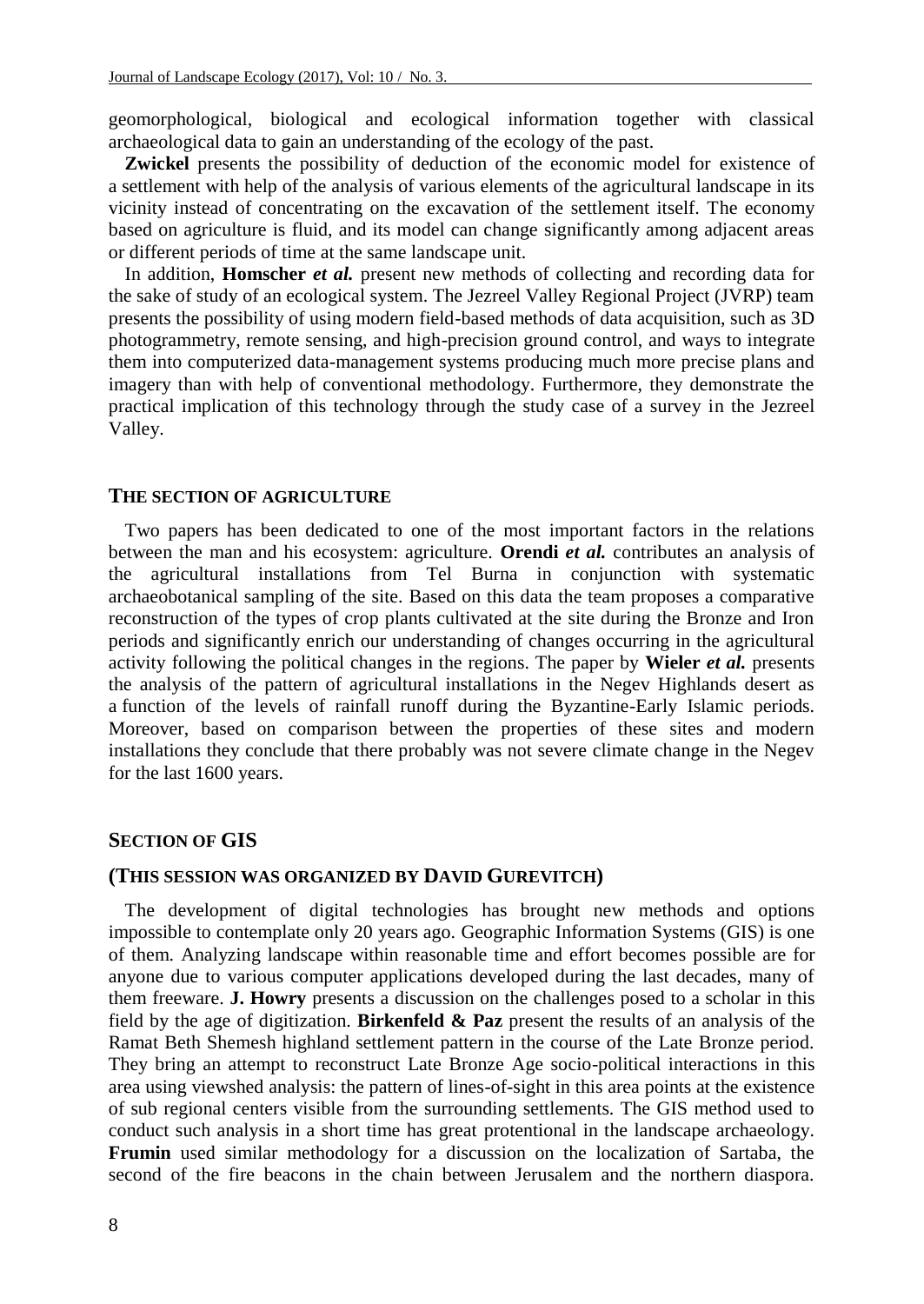geomorphological, biological and ecological information together with classical archaeological data to gain an understanding of the ecology of the past.

**Zwickel** presents the possibility of deduction of the economic model for existence of a settlement with help of the analysis of various elements of the agricultural landscape in its vicinity instead of concentrating on the excavation of the settlement itself. The economy based on agriculture is fluid, and its model can change significantly among adjacent areas or different periods of time at the same landscape unit.

In addition, **Homscher *et al.*** present new methods of collecting and recording data for the sake of study of an ecological system. The Jezreel Valley Regional Project (JVRP) team presents the possibility of using modern field-based methods of data acquisition, such as 3D photogrammetry, remote sensing, and high-precision ground control, and ways to integrate them into computerized data-management systems producing much more precise plans and imagery than with help of conventional methodology. Furthermore, they demonstrate the practical implication of this technology through the study case of a survey in the Jezreel Valley.

## THE SECTION OF AGRICULTURE

Two papers has been dedicated to one of the most important factors in the relations between the man and his ecosystem: agriculture. **Orendi *et al.*** contributes an analysis of the agricultural installations from Tel Burna in conjunction with systematic archaeobotanical sampling of the site. Based on this data the team proposes a comparative reconstruction of the types of crop plants cultivated at the site during the Bronze and Iron periods and significantly enrich our understanding of changes occurring in the agricultural activity following the political changes in the regions. The paper by **Wieler *et al.*** presents the analysis of the pattern of agricultural installations in the Negev Highlands desert as a function of the levels of rainfall runoff during the Byzantine-Early Islamic periods. Moreover, based on comparison between the properties of these sites and modern installations they conclude that there probably was not severe climate change in the Negev for the last 1600 years.

## SECTION OF GIS

### (THIS SESSION WAS ORGANIZED BY DAVID GUREVITCH)

The development of digital technologies has brought new methods and options impossible to contemplate only 20 years ago. Geographic Information Systems (GIS) is one of them. Analyzing landscape within reasonable time and effort becomes possible are for anyone due to various computer applications developed during the last decades, many of them freeware. **J. Howry** presents a discussion on the challenges posed to a scholar in this field by the age of digitization. **Birkenfeld & Paz** present the results of an analysis of the Ramat Beth Shemesh highland settlement pattern in the course of the Late Bronze period. They bring an attempt to reconstruct Late Bronze Age socio-political interactions in this area using viewshed analysis: the pattern of lines-of-sight in this area points at the existence of sub regional centers visible from the surrounding settlements. The GIS method used to conduct such analysis in a short time has great protentional in the landscape archaeology. **Frumin** used similar methodology for a discussion on the localization of Sartaba, the second of the fire beacons in the chain between Jerusalem and the northern diaspora.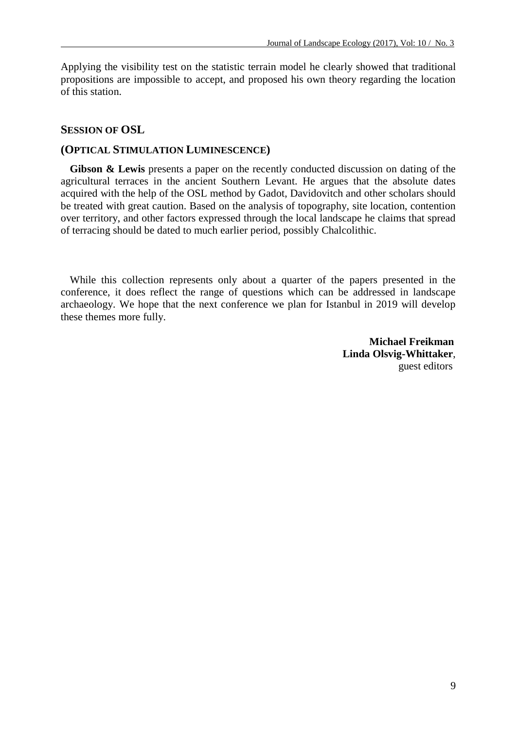Applying the visibility test on the statistic terrain model he clearly showed that traditional propositions are impossible to accept, and proposed his own theory regarding the location of this station.

## SESSION OF OSL

## (OPTICAL STIMULATION LUMINESCENCE)

**Gibson & Lewis** presents a paper on the recently conducted discussion on dating of the agricultural terraces in the ancient Southern Levant. He argues that the absolute dates acquired with the help of the OSL method by Gadot, Davidovitch and other scholars should be treated with great caution. Based on the analysis of topography, site location, contention over territory, and other factors expressed through the local landscape he claims that spread of terracing should be dated to much earlier period, possibly Chalcolithic.

While this collection represents only about a quarter of the papers presented in the conference, it does reflect the range of questions which can be addressed in landscape archaeology. We hope that the next conference we plan for Istanbul in 2019 will develop these themes more fully.

**Michael Freikman**
**Linda Olsvig-Whittaker**,
guest editors